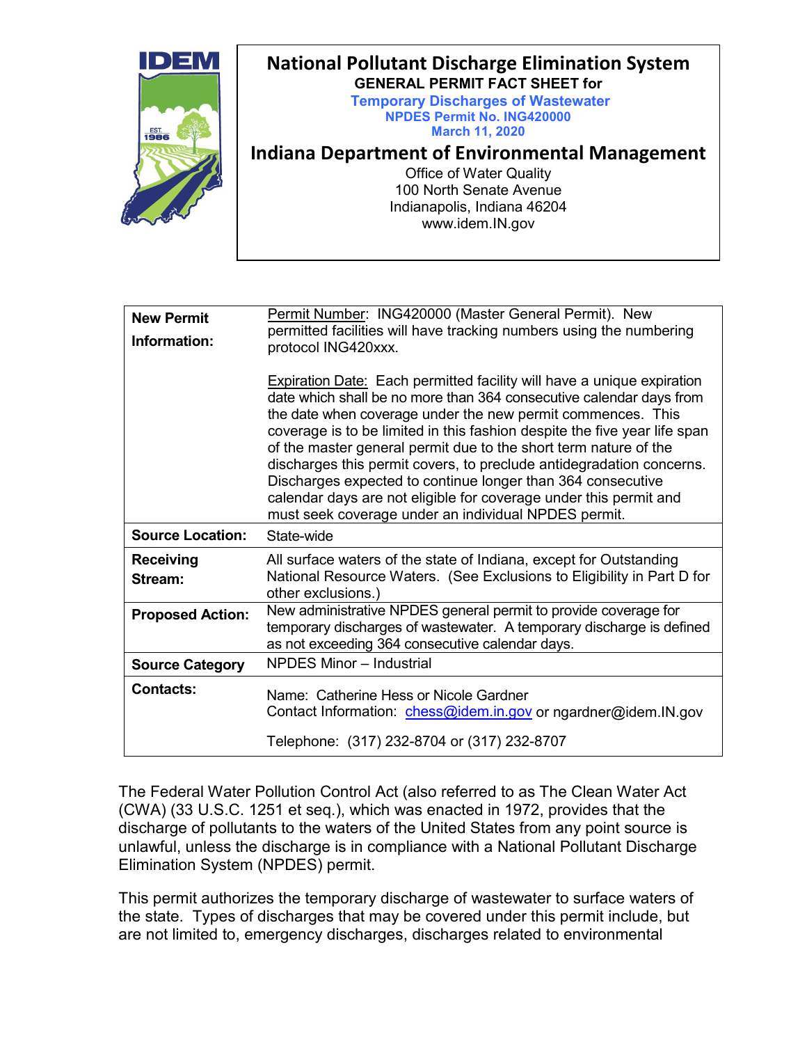# National Pollutant Discharge Elimination System

**GENERAL PERMIT FACT SHEET for**

**Temporary Discharges of Wastewater**
**NPDES Permit No. ING420000**
**March 11, 2020**

## Indiana Department of Environmental Management

Office of Water Quality
100 North Senate Avenue
Indianapolis, Indiana 46204
www.idem.IN.gov

| | |
|---|---|
| **New Permit Information:** | Permit Number: ING420000 (Master General Permit). New permitted facilities will have tracking numbers using the numbering protocol ING420xxx.<br><br>Expiration Date: Each permitted facility will have a unique expiration date which shall be no more than 364 consecutive calendar days from the date when coverage under the new permit commences. This coverage is to be limited in this fashion despite the five year life span of the master general permit due to the short term nature of the discharges this permit covers, to preclude antidegradation concerns. Discharges expected to continue longer than 364 consecutive calendar days are not eligible for coverage under this permit and must seek coverage under an individual NPDES permit. |
| **Source Location:** | State-wide |
| **Receiving Stream:** | All surface waters of the state of Indiana, except for Outstanding National Resource Waters. (See Exclusions to Eligibility in Part D for other exclusions.) |
| **Proposed Action:** | New administrative NPDES general permit to provide coverage for temporary discharges of wastewater. A temporary discharge is defined as not exceeding 364 consecutive calendar days. |
| **Source Category** | NPDES Minor – Industrial |
| **Contacts:** | Name: Catherine Hess or Nicole Gardner<br>Contact Information: chess@idem.in.gov or ngardner@idem.IN.gov<br><br>Telephone: (317) 232-8704 or (317) 232-8707 |

The Federal Water Pollution Control Act (also referred to as The Clean Water Act (CWA) (33 U.S.C. 1251 et seq.), which was enacted in 1972, provides that the discharge of pollutants to the waters of the United States from any point source is unlawful, unless the discharge is in compliance with a National Pollutant Discharge Elimination System (NPDES) permit.

This permit authorizes the temporary discharge of wastewater to surface waters of the state. Types of discharges that may be covered under this permit include, but are not limited to, emergency discharges, discharges related to environmental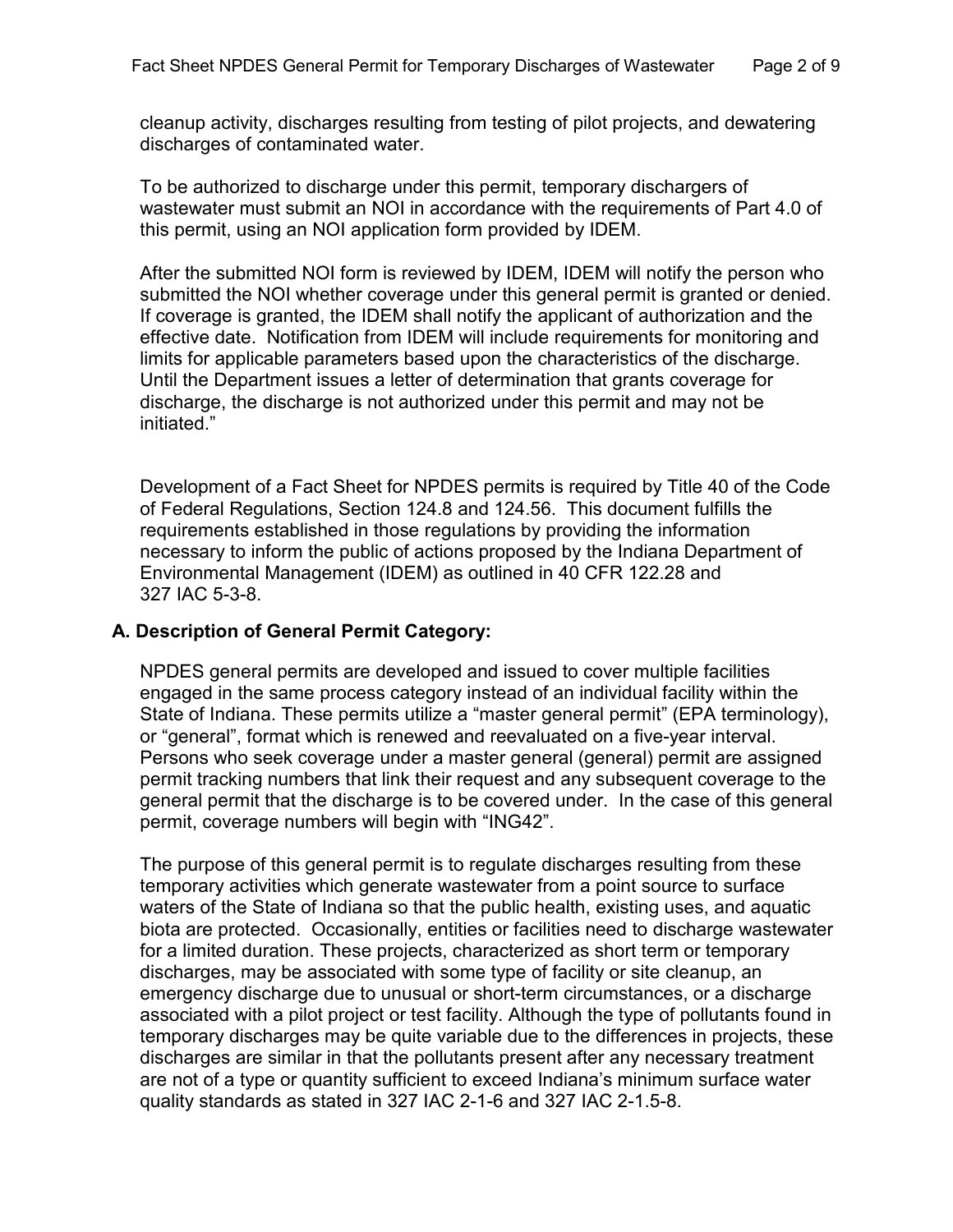cleanup activity, discharges resulting from testing of pilot projects, and dewatering discharges of contaminated water.

To be authorized to discharge under this permit, temporary dischargers of wastewater must submit an NOI in accordance with the requirements of Part 4.0 of this permit, using an NOI application form provided by IDEM.

After the submitted NOI form is reviewed by IDEM, IDEM will notify the person who submitted the NOI whether coverage under this general permit is granted or denied. If coverage is granted, the IDEM shall notify the applicant of authorization and the effective date. Notification from IDEM will include requirements for monitoring and limits for applicable parameters based upon the characteristics of the discharge. Until the Department issues a letter of determination that grants coverage for discharge, the discharge is not authorized under this permit and may not be initiated."

Development of a Fact Sheet for NPDES permits is required by Title 40 of the Code of Federal Regulations, Section 124.8 and 124.56. This document fulfills the requirements established in those regulations by providing the information necessary to inform the public of actions proposed by the Indiana Department of Environmental Management (IDEM) as outlined in 40 CFR 122.28 and 327 IAC 5-3-8.

## A. Description of General Permit Category:

NPDES general permits are developed and issued to cover multiple facilities engaged in the same process category instead of an individual facility within the State of Indiana. These permits utilize a "master general permit" (EPA terminology), or "general", format which is renewed and reevaluated on a five-year interval. Persons who seek coverage under a master general (general) permit are assigned permit tracking numbers that link their request and any subsequent coverage to the general permit that the discharge is to be covered under. In the case of this general permit, coverage numbers will begin with "ING42".

The purpose of this general permit is to regulate discharges resulting from these temporary activities which generate wastewater from a point source to surface waters of the State of Indiana so that the public health, existing uses, and aquatic biota are protected. Occasionally, entities or facilities need to discharge wastewater for a limited duration. These projects, characterized as short term or temporary discharges, may be associated with some type of facility or site cleanup, an emergency discharge due to unusual or short-term circumstances, or a discharge associated with a pilot project or test facility. Although the type of pollutants found in temporary discharges may be quite variable due to the differences in projects, these discharges are similar in that the pollutants present after any necessary treatment are not of a type or quantity sufficient to exceed Indiana's minimum surface water quality standards as stated in 327 IAC 2-1-6 and 327 IAC 2-1.5-8.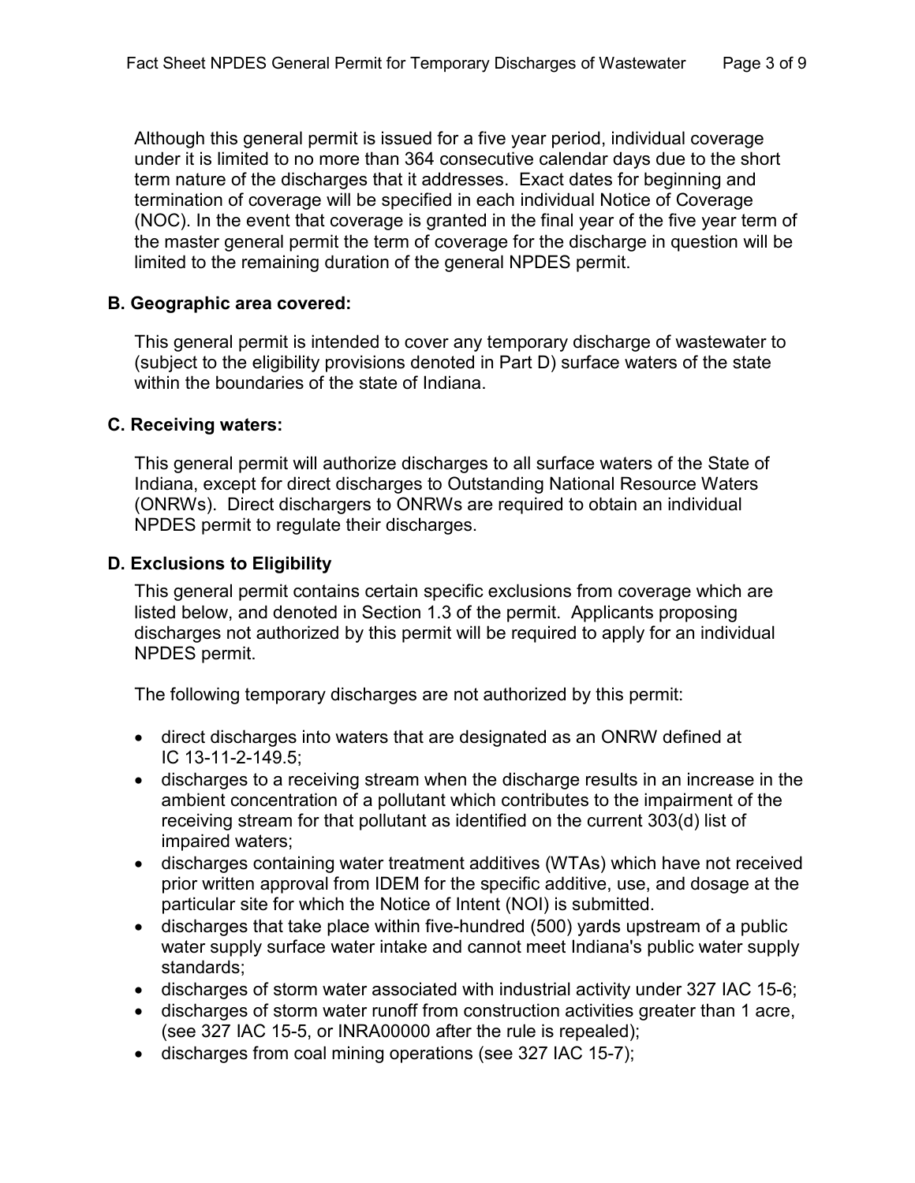Although this general permit is issued for a five year period, individual coverage under it is limited to no more than 364 consecutive calendar days due to the short term nature of the discharges that it addresses. Exact dates for beginning and termination of coverage will be specified in each individual Notice of Coverage (NOC). In the event that coverage is granted in the final year of the five year term of the master general permit the term of coverage for the discharge in question will be limited to the remaining duration of the general NPDES permit.

### B. Geographic area covered:

This general permit is intended to cover any temporary discharge of wastewater to (subject to the eligibility provisions denoted in Part D) surface waters of the state within the boundaries of the state of Indiana.

### C. Receiving waters:

This general permit will authorize discharges to all surface waters of the State of Indiana, except for direct discharges to Outstanding National Resource Waters (ONRWs). Direct dischargers to ONRWs are required to obtain an individual NPDES permit to regulate their discharges.

### D. Exclusions to Eligibility

This general permit contains certain specific exclusions from coverage which are listed below, and denoted in Section 1.3 of the permit. Applicants proposing discharges not authorized by this permit will be required to apply for an individual NPDES permit.

The following temporary discharges are not authorized by this permit:

- direct discharges into waters that are designated as an ONRW defined at IC 13-11-2-149.5;
- discharges to a receiving stream when the discharge results in an increase in the ambient concentration of a pollutant which contributes to the impairment of the receiving stream for that pollutant as identified on the current 303(d) list of impaired waters;
- discharges containing water treatment additives (WTAs) which have not received prior written approval from IDEM for the specific additive, use, and dosage at the particular site for which the Notice of Intent (NOI) is submitted.
- discharges that take place within five-hundred (500) yards upstream of a public water supply surface water intake and cannot meet Indiana's public water supply standards;
- discharges of storm water associated with industrial activity under 327 IAC 15-6;
- discharges of storm water runoff from construction activities greater than 1 acre, (see 327 IAC 15-5, or INRA00000 after the rule is repealed);
- discharges from coal mining operations (see 327 IAC 15-7);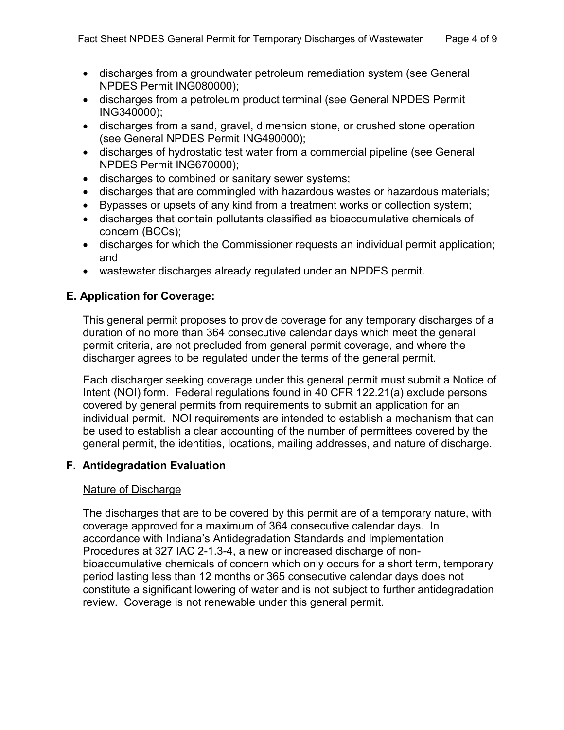- discharges from a groundwater petroleum remediation system (see General NPDES Permit ING080000);
- discharges from a petroleum product terminal (see General NPDES Permit ING340000);
- discharges from a sand, gravel, dimension stone, or crushed stone operation (see General NPDES Permit ING490000);
- discharges of hydrostatic test water from a commercial pipeline (see General NPDES Permit ING670000);
- discharges to combined or sanitary sewer systems;
- discharges that are commingled with hazardous wastes or hazardous materials;
- Bypasses or upsets of any kind from a treatment works or collection system;
- discharges that contain pollutants classified as bioaccumulative chemicals of concern (BCCs);
- discharges for which the Commissioner requests an individual permit application; and
- wastewater discharges already regulated under an NPDES permit.

## E. Application for Coverage:

This general permit proposes to provide coverage for any temporary discharges of a duration of no more than 364 consecutive calendar days which meet the general permit criteria, are not precluded from general permit coverage, and where the discharger agrees to be regulated under the terms of the general permit.

Each discharger seeking coverage under this general permit must submit a Notice of Intent (NOI) form. Federal regulations found in 40 CFR 122.21(a) exclude persons covered by general permits from requirements to submit an application for an individual permit. NOI requirements are intended to establish a mechanism that can be used to establish a clear accounting of the number of permittees covered by the general permit, the identities, locations, mailing addresses, and nature of discharge.

## F. Antidegradation Evaluation

Nature of Discharge

The discharges that are to be covered by this permit are of a temporary nature, with coverage approved for a maximum of 364 consecutive calendar days. In accordance with Indiana's Antidegradation Standards and Implementation Procedures at 327 IAC 2-1.3-4, a new or increased discharge of non-bioaccumulative chemicals of concern which only occurs for a short term, temporary period lasting less than 12 months or 365 consecutive calendar days does not constitute a significant lowering of water and is not subject to further antidegradation review. Coverage is not renewable under this general permit.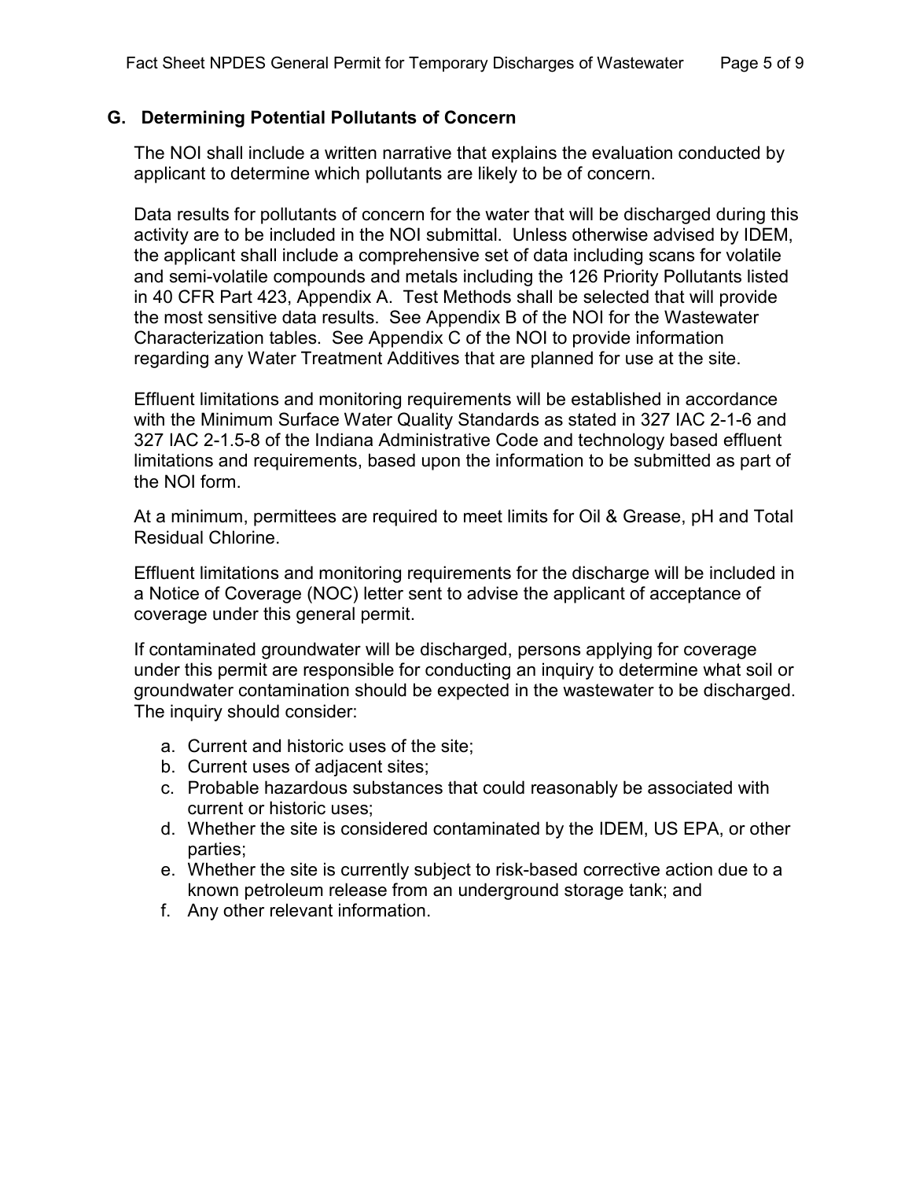## G. Determining Potential Pollutants of Concern

The NOI shall include a written narrative that explains the evaluation conducted by applicant to determine which pollutants are likely to be of concern.

Data results for pollutants of concern for the water that will be discharged during this activity are to be included in the NOI submittal. Unless otherwise advised by IDEM, the applicant shall include a comprehensive set of data including scans for volatile and semi-volatile compounds and metals including the 126 Priority Pollutants listed in 40 CFR Part 423, Appendix A. Test Methods shall be selected that will provide the most sensitive data results. See Appendix B of the NOI for the Wastewater Characterization tables. See Appendix C of the NOI to provide information regarding any Water Treatment Additives that are planned for use at the site.

Effluent limitations and monitoring requirements will be established in accordance with the Minimum Surface Water Quality Standards as stated in 327 IAC 2-1-6 and 327 IAC 2-1.5-8 of the Indiana Administrative Code and technology based effluent limitations and requirements, based upon the information to be submitted as part of the NOI form.

At a minimum, permittees are required to meet limits for Oil & Grease, pH and Total Residual Chlorine.

Effluent limitations and monitoring requirements for the discharge will be included in a Notice of Coverage (NOC) letter sent to advise the applicant of acceptance of coverage under this general permit.

If contaminated groundwater will be discharged, persons applying for coverage under this permit are responsible for conducting an inquiry to determine what soil or groundwater contamination should be expected in the wastewater to be discharged. The inquiry should consider:

a. Current and historic uses of the site;
b. Current uses of adjacent sites;
c. Probable hazardous substances that could reasonably be associated with current or historic uses;
d. Whether the site is considered contaminated by the IDEM, US EPA, or other parties;
e. Whether the site is currently subject to risk-based corrective action due to a known petroleum release from an underground storage tank; and
f. Any other relevant information.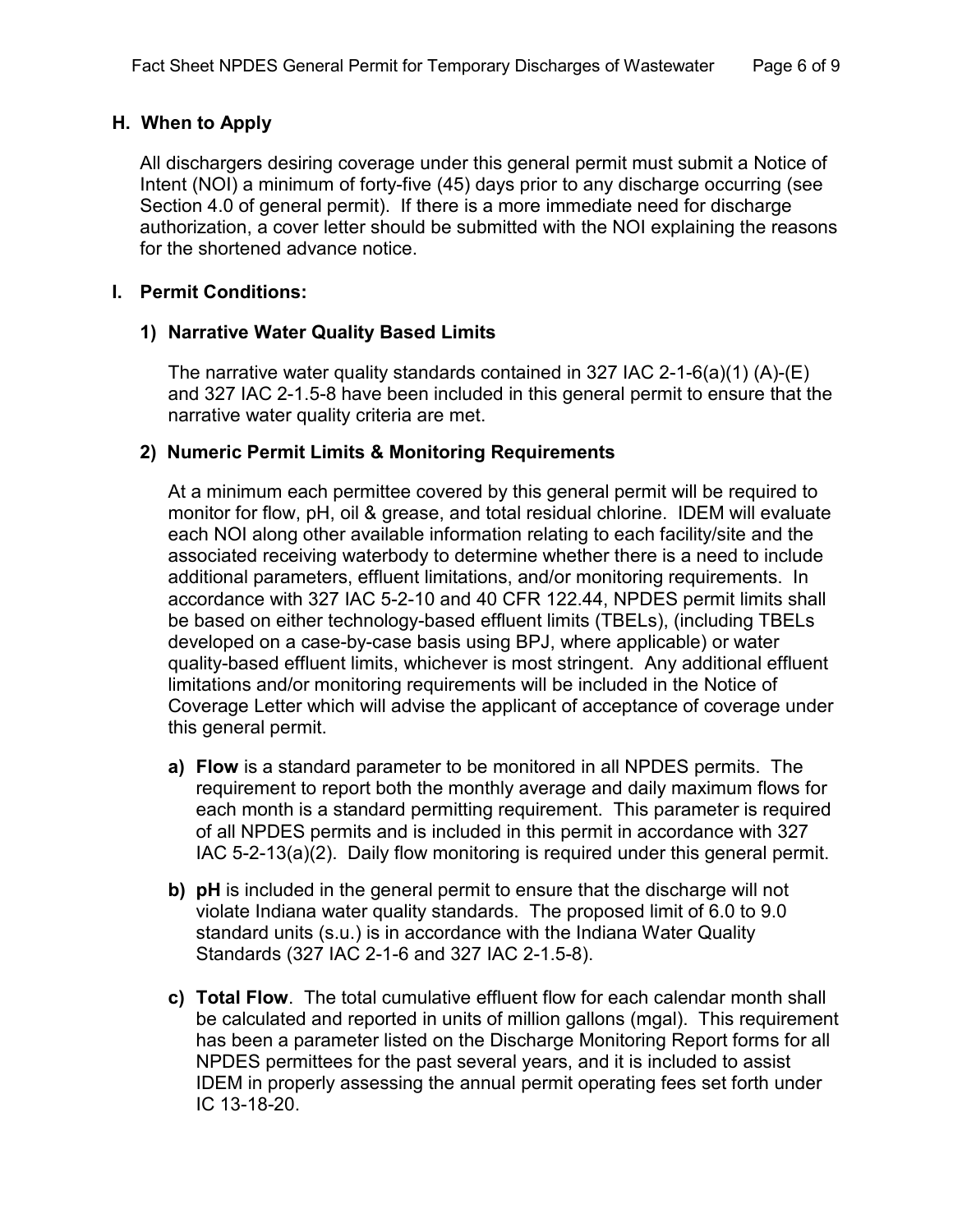## H. When to Apply

All dischargers desiring coverage under this general permit must submit a Notice of Intent (NOI) a minimum of forty-five (45) days prior to any discharge occurring (see Section 4.0 of general permit). If there is a more immediate need for discharge authorization, a cover letter should be submitted with the NOI explaining the reasons for the shortened advance notice.

## I. Permit Conditions:

### 1) Narrative Water Quality Based Limits

The narrative water quality standards contained in 327 IAC 2-1-6(a)(1) (A)-(E) and 327 IAC 2-1.5-8 have been included in this general permit to ensure that the narrative water quality criteria are met.

### 2) Numeric Permit Limits & Monitoring Requirements

At a minimum each permittee covered by this general permit will be required to monitor for flow, pH, oil & grease, and total residual chlorine. IDEM will evaluate each NOI along other available information relating to each facility/site and the associated receiving waterbody to determine whether there is a need to include additional parameters, effluent limitations, and/or monitoring requirements. In accordance with 327 IAC 5-2-10 and 40 CFR 122.44, NPDES permit limits shall be based on either technology-based effluent limits (TBELs), (including TBELs developed on a case-by-case basis using BPJ, where applicable) or water quality-based effluent limits, whichever is most stringent. Any additional effluent limitations and/or monitoring requirements will be included in the Notice of Coverage Letter which will advise the applicant of acceptance of coverage under this general permit.

a) **Flow** is a standard parameter to be monitored in all NPDES permits. The requirement to report both the monthly average and daily maximum flows for each month is a standard permitting requirement. This parameter is required of all NPDES permits and is included in this permit in accordance with 327 IAC 5-2-13(a)(2). Daily flow monitoring is required under this general permit.

b) **pH** is included in the general permit to ensure that the discharge will not violate Indiana water quality standards. The proposed limit of 6.0 to 9.0 standard units (s.u.) is in accordance with the Indiana Water Quality Standards (327 IAC 2-1-6 and 327 IAC 2-1.5-8).

c) **Total Flow**. The total cumulative effluent flow for each calendar month shall be calculated and reported in units of million gallons (mgal). This requirement has been a parameter listed on the Discharge Monitoring Report forms for all NPDES permittees for the past several years, and it is included to assist IDEM in properly assessing the annual permit operating fees set forth under IC 13-18-20.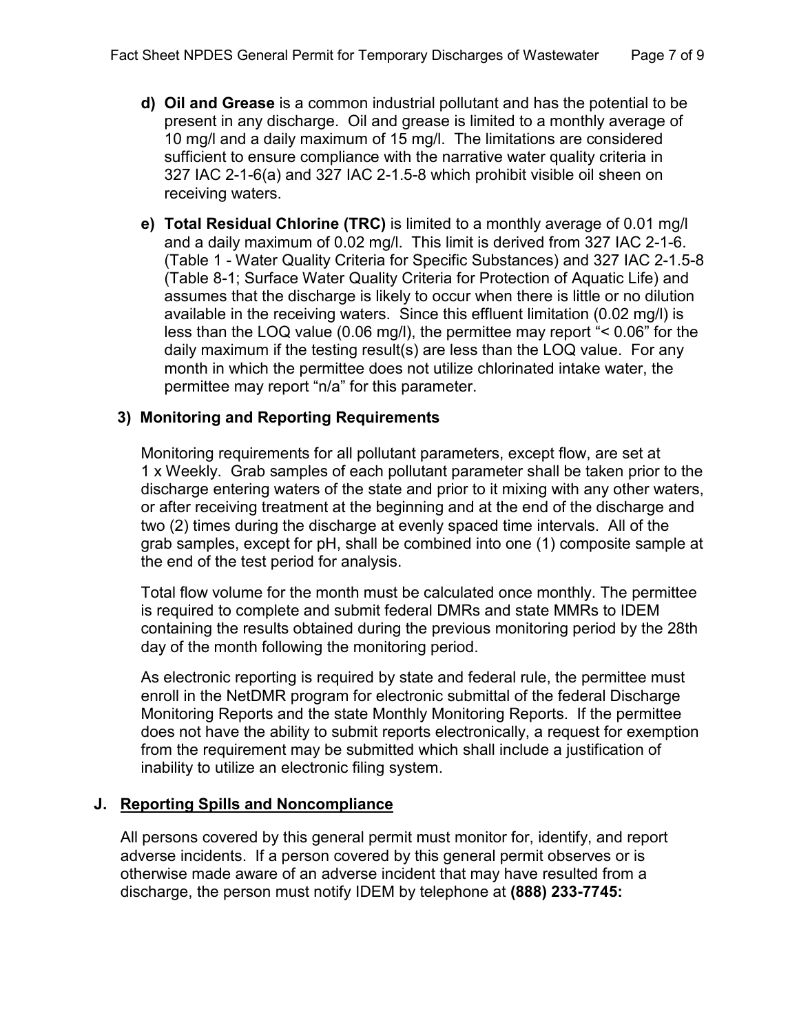d) **Oil and Grease** is a common industrial pollutant and has the potential to be present in any discharge. Oil and grease is limited to a monthly average of 10 mg/l and a daily maximum of 15 mg/l. The limitations are considered sufficient to ensure compliance with the narrative water quality criteria in 327 IAC 2-1-6(a) and 327 IAC 2-1.5-8 which prohibit visible oil sheen on receiving waters.

e) **Total Residual Chlorine (TRC)** is limited to a monthly average of 0.01 mg/l and a daily maximum of 0.02 mg/l. This limit is derived from 327 IAC 2-1-6. (Table 1 - Water Quality Criteria for Specific Substances) and 327 IAC 2-1.5-8 (Table 8-1; Surface Water Quality Criteria for Protection of Aquatic Life) and assumes that the discharge is likely to occur when there is little or no dilution available in the receiving waters. Since this effluent limitation (0.02 mg/l) is less than the LOQ value (0.06 mg/l), the permittee may report "< 0.06" for the daily maximum if the testing result(s) are less than the LOQ value. For any month in which the permittee does not utilize chlorinated intake water, the permittee may report "n/a" for this parameter.

### 3) Monitoring and Reporting Requirements

Monitoring requirements for all pollutant parameters, except flow, are set at 1 x Weekly. Grab samples of each pollutant parameter shall be taken prior to the discharge entering waters of the state and prior to it mixing with any other waters, or after receiving treatment at the beginning and at the end of the discharge and two (2) times during the discharge at evenly spaced time intervals. All of the grab samples, except for pH, shall be combined into one (1) composite sample at the end of the test period for analysis.

Total flow volume for the month must be calculated once monthly. The permittee is required to complete and submit federal DMRs and state MMRs to IDEM containing the results obtained during the previous monitoring period by the 28th day of the month following the monitoring period.

As electronic reporting is required by state and federal rule, the permittee must enroll in the NetDMR program for electronic submittal of the federal Discharge Monitoring Reports and the state Monthly Monitoring Reports. If the permittee does not have the ability to submit reports electronically, a request for exemption from the requirement may be submitted which shall include a justification of inability to utilize an electronic filing system.

## J. <u>Reporting Spills and Noncompliance</u>

All persons covered by this general permit must monitor for, identify, and report adverse incidents. If a person covered by this general permit observes or is otherwise made aware of an adverse incident that may have resulted from a discharge, the person must notify IDEM by telephone at **(888) 233-7745:**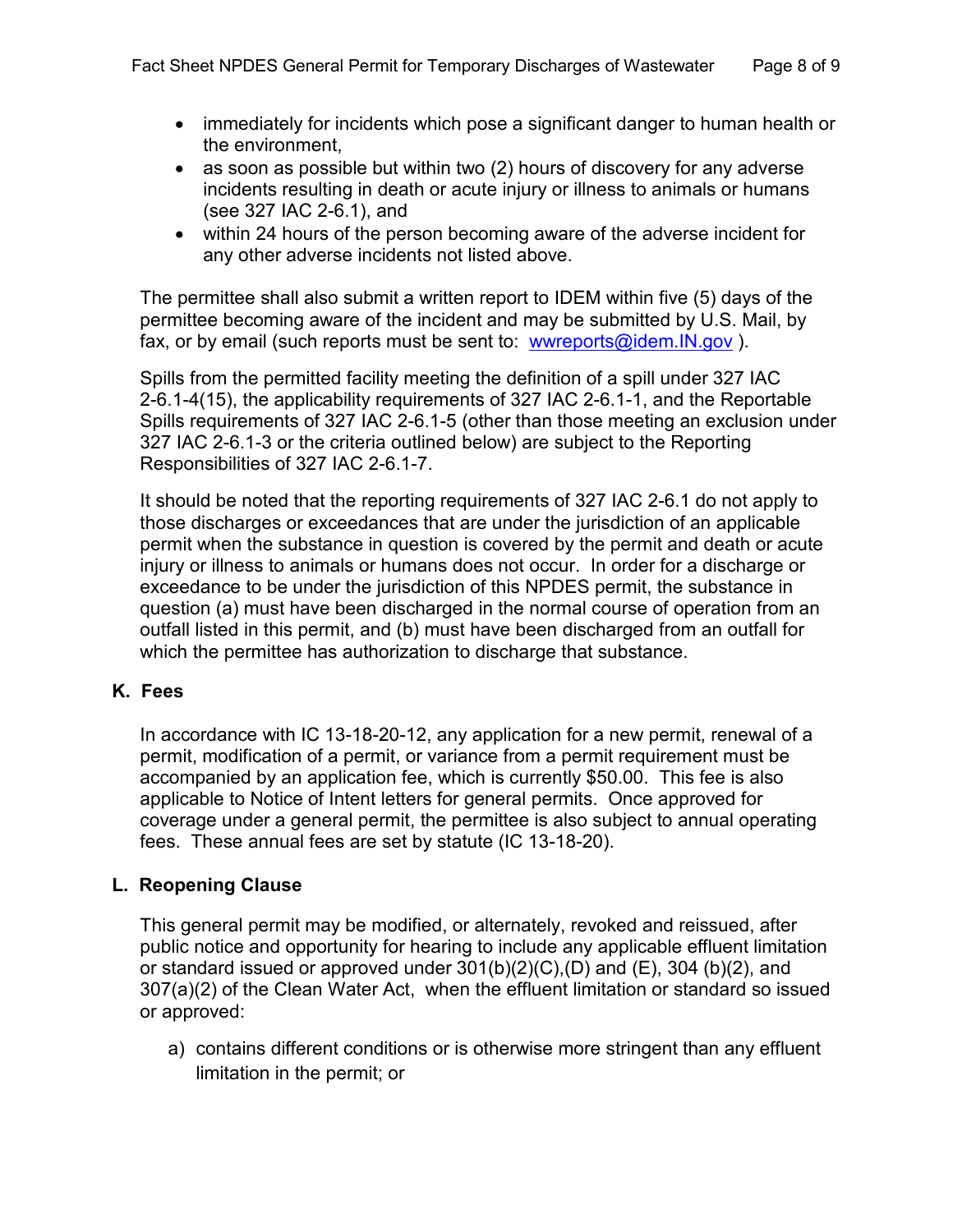- immediately for incidents which pose a significant danger to human health or the environment,
- as soon as possible but within two (2) hours of discovery for any adverse incidents resulting in death or acute injury or illness to animals or humans (see 327 IAC 2-6.1), and
- within 24 hours of the person becoming aware of the adverse incident for any other adverse incidents not listed above.

The permittee shall also submit a written report to IDEM within five (5) days of the permittee becoming aware of the incident and may be submitted by U.S. Mail, by fax, or by email (such reports must be sent to: wwreports@idem.IN.gov ).

Spills from the permitted facility meeting the definition of a spill under 327 IAC 2-6.1-4(15), the applicability requirements of 327 IAC 2-6.1-1, and the Reportable Spills requirements of 327 IAC 2-6.1-5 (other than those meeting an exclusion under 327 IAC 2-6.1-3 or the criteria outlined below) are subject to the Reporting Responsibilities of 327 IAC 2-6.1-7.

It should be noted that the reporting requirements of 327 IAC 2-6.1 do not apply to those discharges or exceedances that are under the jurisdiction of an applicable permit when the substance in question is covered by the permit and death or acute injury or illness to animals or humans does not occur. In order for a discharge or exceedance to be under the jurisdiction of this NPDES permit, the substance in question (a) must have been discharged in the normal course of operation from an outfall listed in this permit, and (b) must have been discharged from an outfall for which the permittee has authorization to discharge that substance.

### K. Fees

In accordance with IC 13-18-20-12, any application for a new permit, renewal of a permit, modification of a permit, or variance from a permit requirement must be accompanied by an application fee, which is currently $50.00. This fee is also applicable to Notice of Intent letters for general permits. Once approved for coverage under a general permit, the permittee is also subject to annual operating fees. These annual fees are set by statute (IC 13-18-20).

### L. Reopening Clause

This general permit may be modified, or alternately, revoked and reissued, after public notice and opportunity for hearing to include any applicable effluent limitation or standard issued or approved under 301(b)(2)(C),(D) and (E), 304 (b)(2), and 307(a)(2) of the Clean Water Act, when the effluent limitation or standard so issued or approved:

a) contains different conditions or is otherwise more stringent than any effluent limitation in the permit; or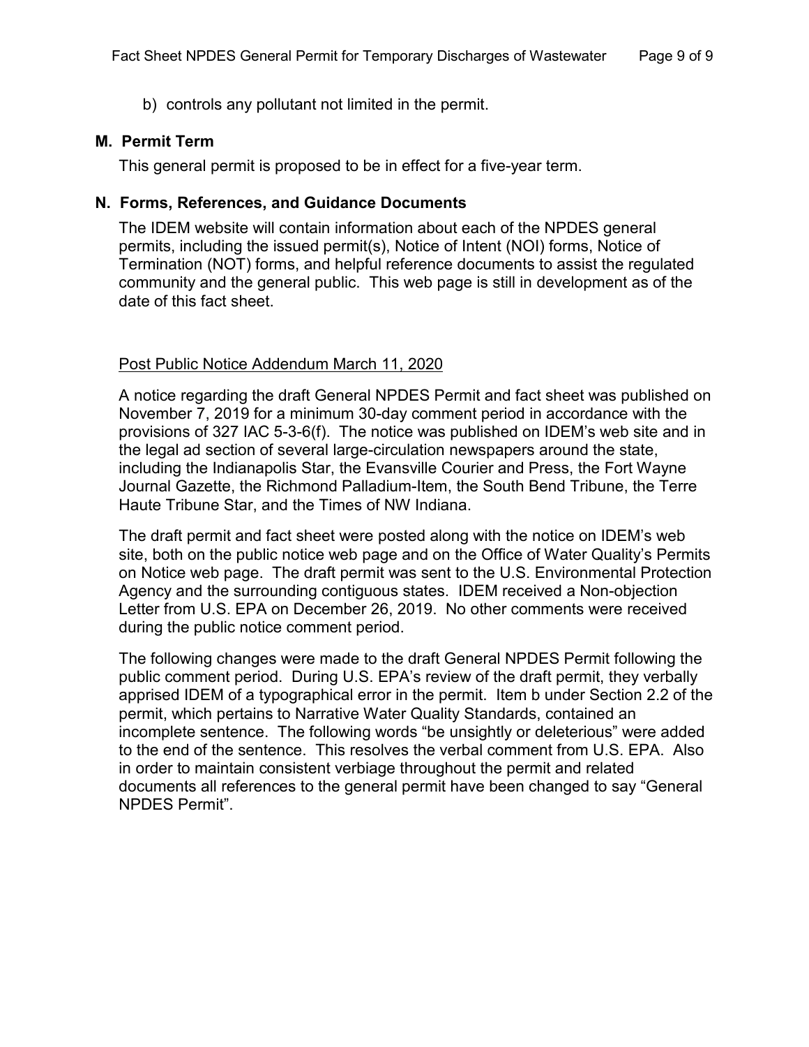b) controls any pollutant not limited in the permit.

## M. Permit Term

This general permit is proposed to be in effect for a five-year term.

## N. Forms, References, and Guidance Documents

The IDEM website will contain information about each of the NPDES general permits, including the issued permit(s), Notice of Intent (NOI) forms, Notice of Termination (NOT) forms, and helpful reference documents to assist the regulated community and the general public. This web page is still in development as of the date of this fact sheet.

<u>Post Public Notice Addendum March 11, 2020</u>

A notice regarding the draft General NPDES Permit and fact sheet was published on November 7, 2019 for a minimum 30-day comment period in accordance with the provisions of 327 IAC 5-3-6(f). The notice was published on IDEM's web site and in the legal ad section of several large-circulation newspapers around the state, including the Indianapolis Star, the Evansville Courier and Press, the Fort Wayne Journal Gazette, the Richmond Palladium-Item, the South Bend Tribune, the Terre Haute Tribune Star, and the Times of NW Indiana.

The draft permit and fact sheet were posted along with the notice on IDEM's web site, both on the public notice web page and on the Office of Water Quality's Permits on Notice web page. The draft permit was sent to the U.S. Environmental Protection Agency and the surrounding contiguous states. IDEM received a Non-objection Letter from U.S. EPA on December 26, 2019. No other comments were received during the public notice comment period.

The following changes were made to the draft General NPDES Permit following the public comment period. During U.S. EPA's review of the draft permit, they verbally apprised IDEM of a typographical error in the permit. Item b under Section 2.2 of the permit, which pertains to Narrative Water Quality Standards, contained an incomplete sentence. The following words "be unsightly or deleterious" were added to the end of the sentence. This resolves the verbal comment from U.S. EPA. Also in order to maintain consistent verbiage throughout the permit and related documents all references to the general permit have been changed to say "General NPDES Permit".